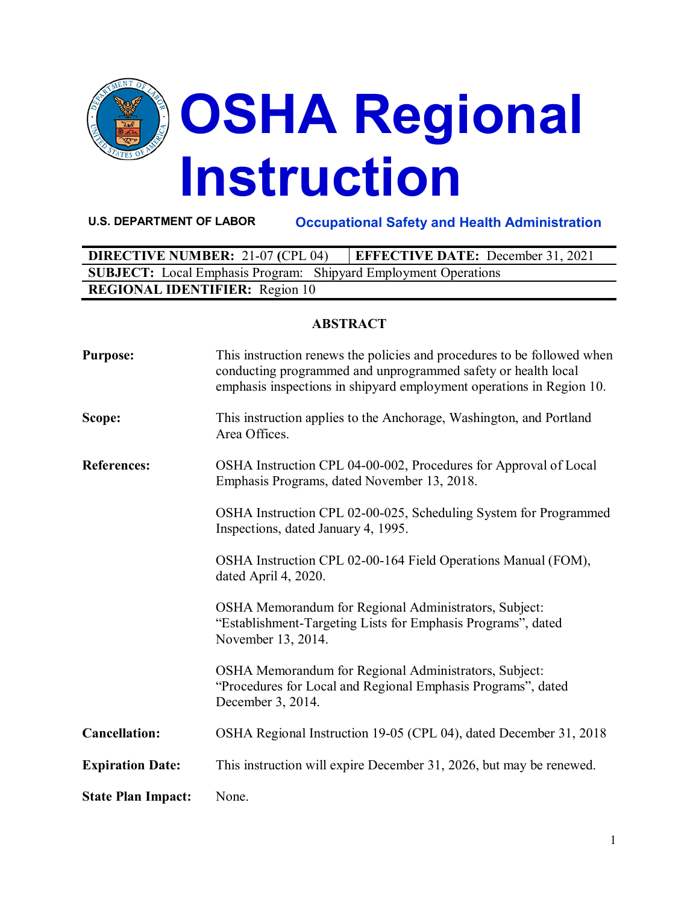# OSHA Regional Instruction

**U.S. DEPARTMENT OF LABOR** | **Occupational Safety and Health Administration**

| **DIRECTIVE NUMBER:** 21-07 (CPL 04) | **EFFECTIVE DATE:** December 31, 2021 |
|---|---|
| **SUBJECT:** Local Emphasis Program: Shipyard Employment Operations | |
| **REGIONAL IDENTIFIER:** Region 10 | |

## ABSTRACT

**Purpose:** This instruction renews the policies and procedures to be followed when conducting programmed and unprogrammed safety or health local emphasis inspections in shipyard employment operations in Region 10.

**Scope:** This instruction applies to the Anchorage, Washington, and Portland Area Offices.

**References:** OSHA Instruction CPL 04-00-002, Procedures for Approval of Local Emphasis Programs, dated November 13, 2018.

OSHA Instruction CPL 02-00-025, Scheduling System for Programmed Inspections, dated January 4, 1995.

OSHA Instruction CPL 02-00-164 Field Operations Manual (FOM), dated April 4, 2020.

OSHA Memorandum for Regional Administrators, Subject: "Establishment-Targeting Lists for Emphasis Programs", dated November 13, 2014.

OSHA Memorandum for Regional Administrators, Subject: "Procedures for Local and Regional Emphasis Programs", dated December 3, 2014.

**Cancellation:** OSHA Regional Instruction 19-05 (CPL 04), dated December 31, 2018

**Expiration Date:** This instruction will expire December 31, 2026, but may be renewed.

**State Plan Impact:** None.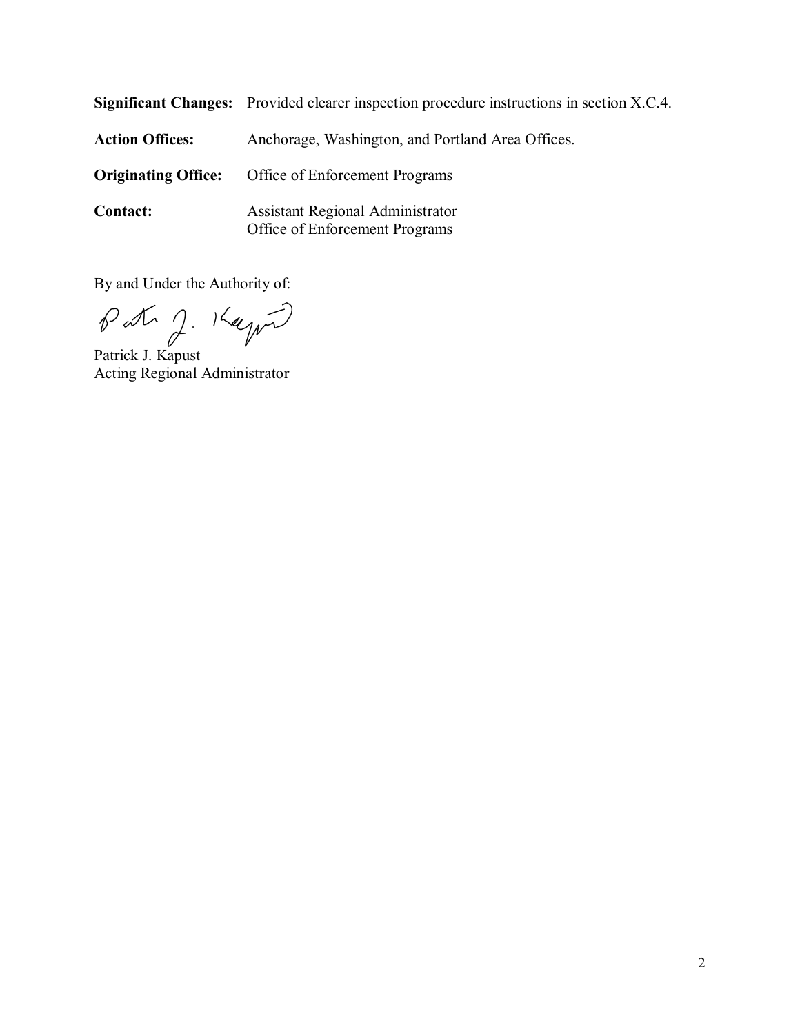**Significant Changes:** Provided clearer inspection procedure instructions in section X.C.4.

**Action Offices:** Anchorage, Washington, and Portland Area Offices.

**Originating Office:** Office of Enforcement Programs

**Contact:** Assistant Regional Administrator
Office of Enforcement Programs

By and Under the Authority of:

Patrick J. Kapust
Acting Regional Administrator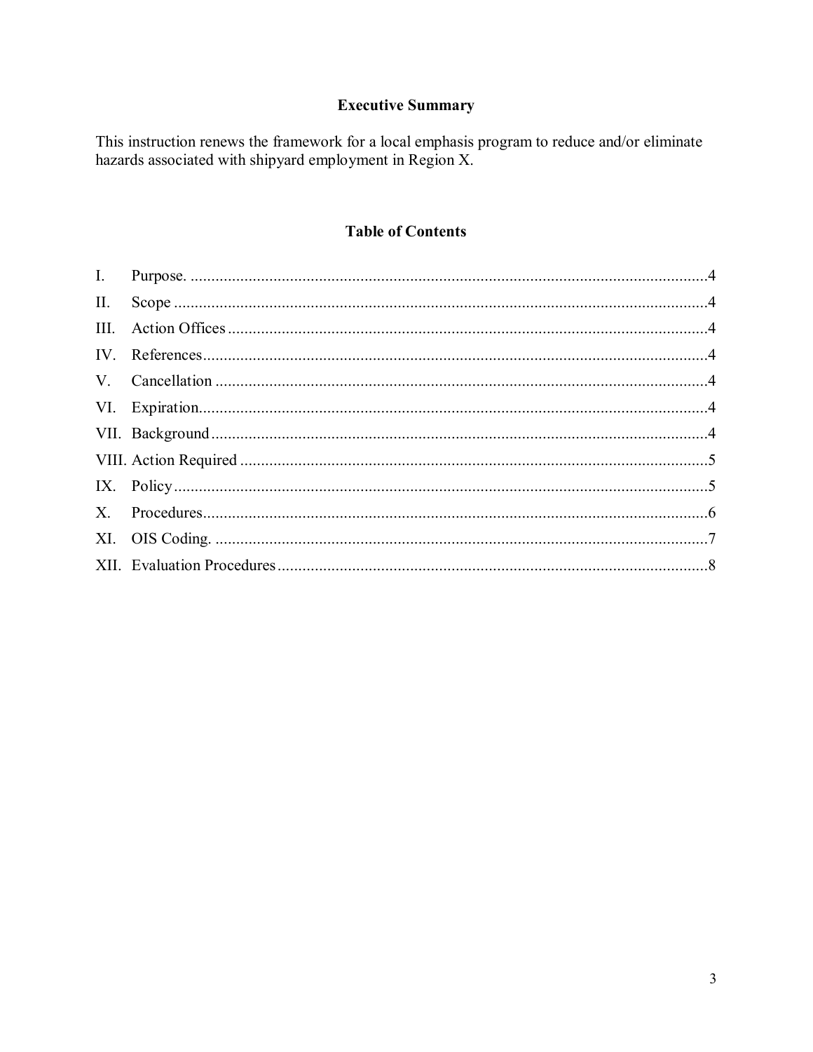## Executive Summary

This instruction renews the framework for a local emphasis program to reduce and/or eliminate hazards associated with shipyard employment in Region X.

## Table of Contents

I. Purpose. ..... 4
II. Scope ..... 4
III. Action Offices ..... 4
IV. References ..... 4
V. Cancellation ..... 4
VI. Expiration ..... 4
VII. Background ..... 4
VIII. Action Required ..... 5
IX. Policy ..... 5
X. Procedures ..... 6
XI. OIS Coding. ..... 7
XII. Evaluation Procedures ..... 8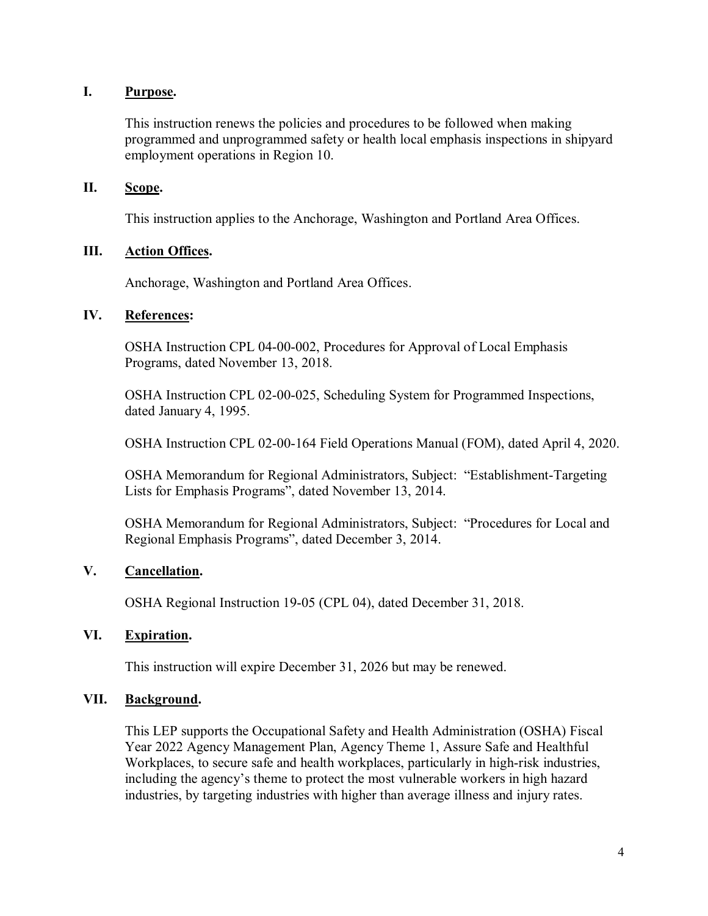## I. Purpose.

This instruction renews the policies and procedures to be followed when making programmed and unprogrammed safety or health local emphasis inspections in shipyard employment operations in Region 10.

## II. Scope.

This instruction applies to the Anchorage, Washington and Portland Area Offices.

## III. Action Offices.

Anchorage, Washington and Portland Area Offices.

## IV. References:

OSHA Instruction CPL 04-00-002, Procedures for Approval of Local Emphasis Programs, dated November 13, 2018.

OSHA Instruction CPL 02-00-025, Scheduling System for Programmed Inspections, dated January 4, 1995.

OSHA Instruction CPL 02-00-164 Field Operations Manual (FOM), dated April 4, 2020.

OSHA Memorandum for Regional Administrators, Subject: "Establishment-Targeting Lists for Emphasis Programs", dated November 13, 2014.

OSHA Memorandum for Regional Administrators, Subject: "Procedures for Local and Regional Emphasis Programs", dated December 3, 2014.

## V. Cancellation.

OSHA Regional Instruction 19-05 (CPL 04), dated December 31, 2018.

## VI. Expiration.

This instruction will expire December 31, 2026 but may be renewed.

## VII. Background.

This LEP supports the Occupational Safety and Health Administration (OSHA) Fiscal Year 2022 Agency Management Plan, Agency Theme 1, Assure Safe and Healthful Workplaces, to secure safe and health workplaces, particularly in high-risk industries, including the agency's theme to protect the most vulnerable workers in high hazard industries, by targeting industries with higher than average illness and injury rates.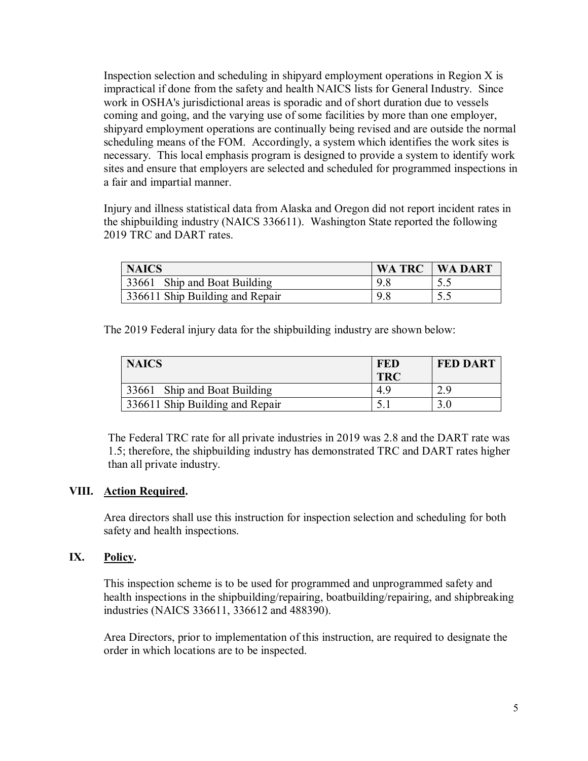Inspection selection and scheduling in shipyard employment operations in Region X is impractical if done from the safety and health NAICS lists for General Industry. Since work in OSHA's jurisdictional areas is sporadic and of short duration due to vessels coming and going, and the varying use of some facilities by more than one employer, shipyard employment operations are continually being revised and are outside the normal scheduling means of the FOM. Accordingly, a system which identifies the work sites is necessary. This local emphasis program is designed to provide a system to identify work sites and ensure that employers are selected and scheduled for programmed inspections in a fair and impartial manner.

Injury and illness statistical data from Alaska and Oregon did not report incident rates in the shipbuilding industry (NAICS 336611). Washington State reported the following 2019 TRC and DART rates.

| NAICS | WA TRC | WA DART |
|---|---|---|
| 33661 Ship and Boat Building | 9.8 | 5.5 |
| 336611 Ship Building and Repair | 9.8 | 5.5 |

The 2019 Federal injury data for the shipbuilding industry are shown below:

| NAICS | FED TRC | FED DART |
|---|---|---|
| 33661 Ship and Boat Building | 4.9 | 2.9 |
| 336611 Ship Building and Repair | 5.1 | 3.0 |

The Federal TRC rate for all private industries in 2019 was 2.8 and the DART rate was 1.5; therefore, the shipbuilding industry has demonstrated TRC and DART rates higher than all private industry.

## VIII. Action Required.

Area directors shall use this instruction for inspection selection and scheduling for both safety and health inspections.

## IX. Policy.

This inspection scheme is to be used for programmed and unprogrammed safety and health inspections in the shipbuilding/repairing, boatbuilding/repairing, and shipbreaking industries (NAICS 336611, 336612 and 488390).

Area Directors, prior to implementation of this instruction, are required to designate the order in which locations are to be inspected.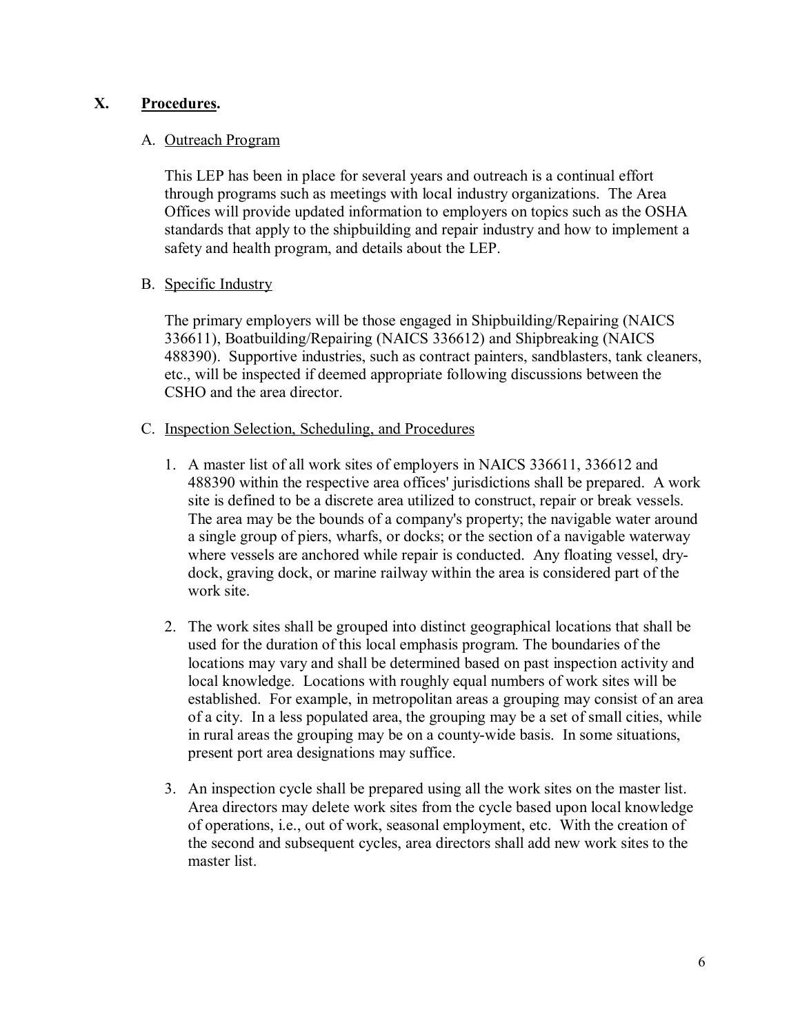## X. **Procedures.**

### A. Outreach Program

This LEP has been in place for several years and outreach is a continual effort through programs such as meetings with local industry organizations. The Area Offices will provide updated information to employers on topics such as the OSHA standards that apply to the shipbuilding and repair industry and how to implement a safety and health program, and details about the LEP.

### B. Specific Industry

The primary employers will be those engaged in Shipbuilding/Repairing (NAICS 336611), Boatbuilding/Repairing (NAICS 336612) and Shipbreaking (NAICS 488390). Supportive industries, such as contract painters, sandblasters, tank cleaners, etc., will be inspected if deemed appropriate following discussions between the CSHO and the area director.

### C. Inspection Selection, Scheduling, and Procedures

1. A master list of all work sites of employers in NAICS 336611, 336612 and 488390 within the respective area offices' jurisdictions shall be prepared. A work site is defined to be a discrete area utilized to construct, repair or break vessels. The area may be the bounds of a company's property; the navigable water around a single group of piers, wharfs, or docks; or the section of a navigable waterway where vessels are anchored while repair is conducted. Any floating vessel, dry-dock, graving dock, or marine railway within the area is considered part of the work site.

2. The work sites shall be grouped into distinct geographical locations that shall be used for the duration of this local emphasis program. The boundaries of the locations may vary and shall be determined based on past inspection activity and local knowledge. Locations with roughly equal numbers of work sites will be established. For example, in metropolitan areas a grouping may consist of an area of a city. In a less populated area, the grouping may be a set of small cities, while in rural areas the grouping may be on a county-wide basis. In some situations, present port area designations may suffice.

3. An inspection cycle shall be prepared using all the work sites on the master list. Area directors may delete work sites from the cycle based upon local knowledge of operations, i.e., out of work, seasonal employment, etc. With the creation of the second and subsequent cycles, area directors shall add new work sites to the master list.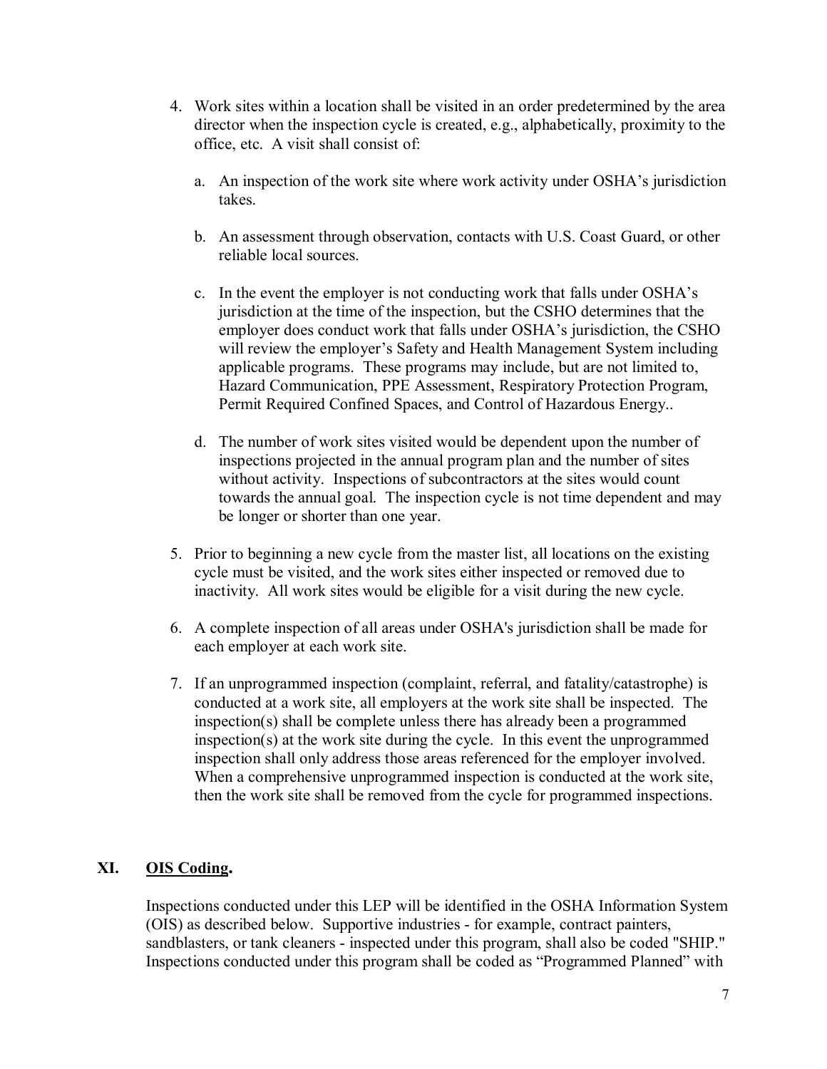4. Work sites within a location shall be visited in an order predetermined by the area director when the inspection cycle is created, e.g., alphabetically, proximity to the office, etc. A visit shall consist of:

   a. An inspection of the work site where work activity under OSHA's jurisdiction takes.

   b. An assessment through observation, contacts with U.S. Coast Guard, or other reliable local sources.

   c. In the event the employer is not conducting work that falls under OSHA's jurisdiction at the time of the inspection, but the CSHO determines that the employer does conduct work that falls under OSHA's jurisdiction, the CSHO will review the employer's Safety and Health Management System including applicable programs. These programs may include, but are not limited to, Hazard Communication, PPE Assessment, Respiratory Protection Program, Permit Required Confined Spaces, and Control of Hazardous Energy..

   d. The number of work sites visited would be dependent upon the number of inspections projected in the annual program plan and the number of sites without activity. Inspections of subcontractors at the sites would count towards the annual goal. The inspection cycle is not time dependent and may be longer or shorter than one year.

5. Prior to beginning a new cycle from the master list, all locations on the existing cycle must be visited, and the work sites either inspected or removed due to inactivity. All work sites would be eligible for a visit during the new cycle.

6. A complete inspection of all areas under OSHA's jurisdiction shall be made for each employer at each work site.

7. If an unprogrammed inspection (complaint, referral, and fatality/catastrophe) is conducted at a work site, all employers at the work site shall be inspected. The inspection(s) shall be complete unless there has already been a programmed inspection(s) at the work site during the cycle. In this event the unprogrammed inspection shall only address those areas referenced for the employer involved. When a comprehensive unprogrammed inspection is conducted at the work site, then the work site shall be removed from the cycle for programmed inspections.

## XI. OIS Coding.

Inspections conducted under this LEP will be identified in the OSHA Information System (OIS) as described below. Supportive industries - for example, contract painters, sandblasters, or tank cleaners - inspected under this program, shall also be coded "SHIP." Inspections conducted under this program shall be coded as "Programmed Planned" with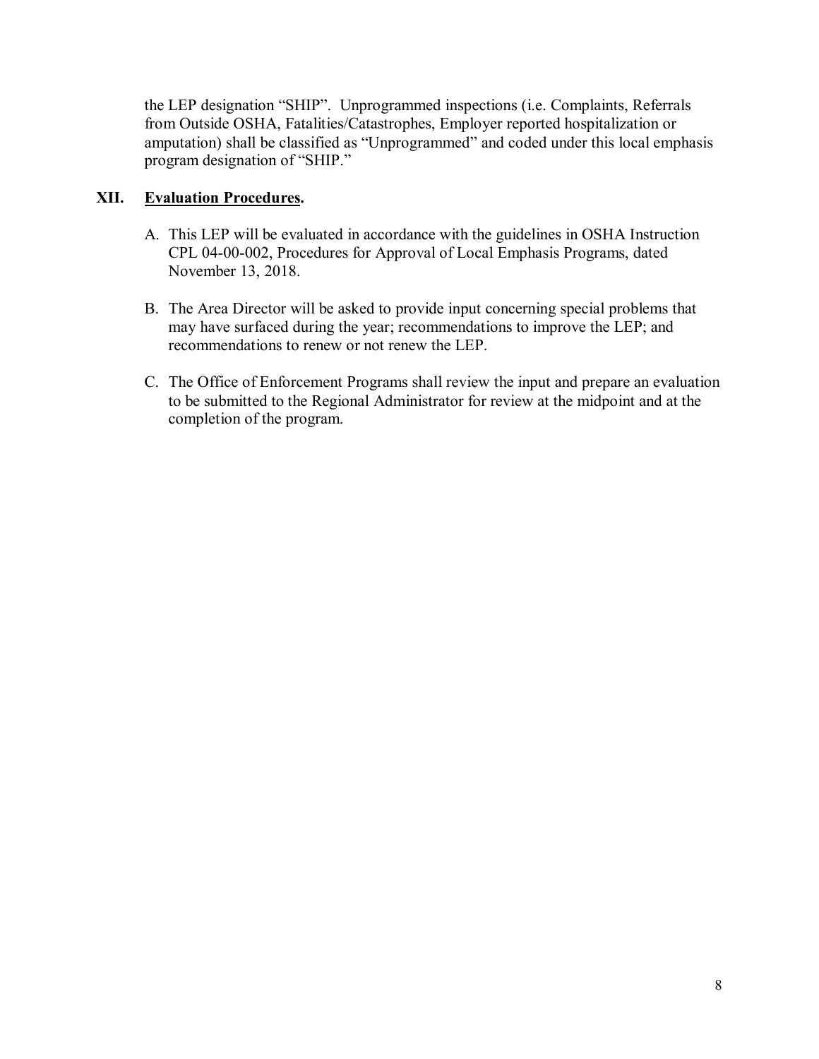the LEP designation "SHIP". Unprogrammed inspections (i.e. Complaints, Referrals from Outside OSHA, Fatalities/Catastrophes, Employer reported hospitalization or amputation) shall be classified as "Unprogrammed" and coded under this local emphasis program designation of "SHIP."

## XII. Evaluation Procedures.

A. This LEP will be evaluated in accordance with the guidelines in OSHA Instruction CPL 04-00-002, Procedures for Approval of Local Emphasis Programs, dated November 13, 2018.

B. The Area Director will be asked to provide input concerning special problems that may have surfaced during the year; recommendations to improve the LEP; and recommendations to renew or not renew the LEP.

C. The Office of Enforcement Programs shall review the input and prepare an evaluation to be submitted to the Regional Administrator for review at the midpoint and at the completion of the program.